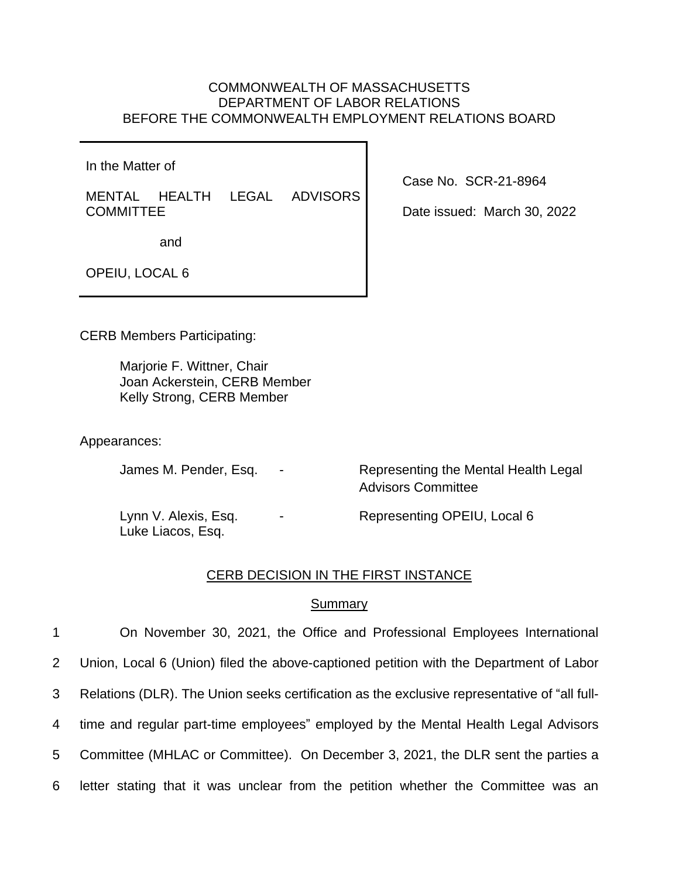COMMONWEALTH OF MASSACHUSETTS
DEPARTMENT OF LABOR RELATIONS
BEFORE THE COMMONWEALTH EMPLOYMENT RELATIONS BOARD

In the Matter of

MENTAL HEALTH LEGAL ADVISORS COMMITTEE

and

OPEIU, LOCAL 6

Case No. SCR-21-8964

Date issued: March 30, 2022

CERB Members Participating:

Marjorie F. Wittner, Chair
Joan Ackerstein, CERB Member
Kelly Strong, CERB Member

Appearances:

| | | |
|---|---|---|
| James M. Pender, Esq. | - | Representing the Mental Health Legal Advisors Committee |
| Lynn V. Alexis, Esq.<br>Luke Liacos, Esq. | - | Representing OPEIU, Local 6 |

## CERB DECISION IN THE FIRST INSTANCE

### Summary

1 On November 30, 2021, the Office and Professional Employees International
2 Union, Local 6 (Union) filed the above-captioned petition with the Department of Labor
3 Relations (DLR). The Union seeks certification as the exclusive representative of "all full-
4 time and regular part-time employees" employed by the Mental Health Legal Advisors
5 Committee (MHLAC or Committee). On December 3, 2021, the DLR sent the parties a
6 letter stating that it was unclear from the petition whether the Committee was an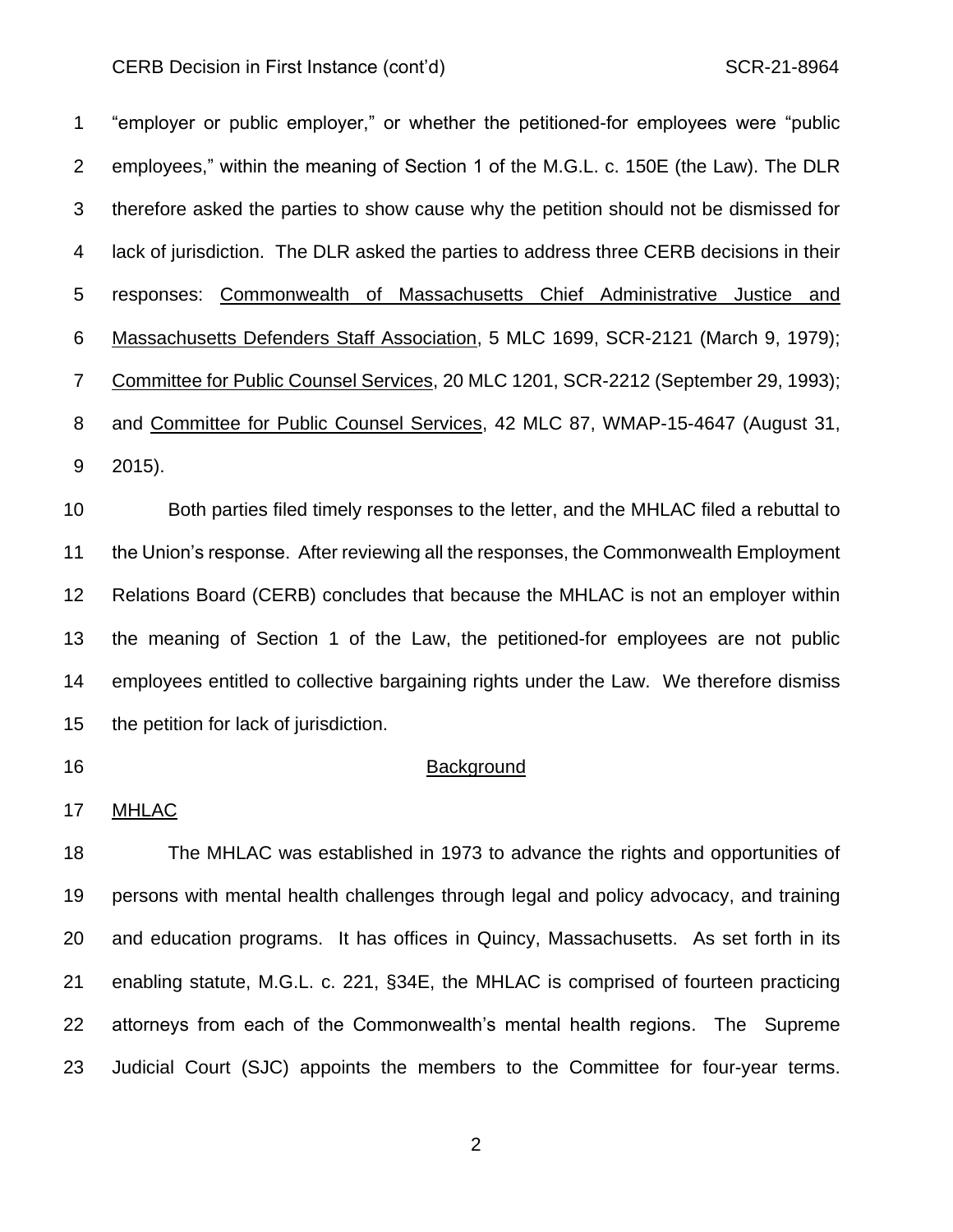"employer or public employer," or whether the petitioned-for employees were "public employees," within the meaning of Section 1 of the M.G.L. c. 150E (the Law). The DLR therefore asked the parties to show cause why the petition should not be dismissed for lack of jurisdiction. The DLR asked the parties to address three CERB decisions in their responses: Commonwealth of Massachusetts Chief Administrative Justice and Massachusetts Defenders Staff Association, 5 MLC 1699, SCR-2121 (March 9, 1979); Committee for Public Counsel Services, 20 MLC 1201, SCR-2212 (September 29, 1993); and Committee for Public Counsel Services, 42 MLC 87, WMAP-15-4647 (August 31, 2015).

Both parties filed timely responses to the letter, and the MHLAC filed a rebuttal to the Union's response. After reviewing all the responses, the Commonwealth Employment Relations Board (CERB) concludes that because the MHLAC is not an employer within the meaning of Section 1 of the Law, the petitioned-for employees are not public employees entitled to collective bargaining rights under the Law. We therefore dismiss the petition for lack of jurisdiction.

## Background

### MHLAC

The MHLAC was established in 1973 to advance the rights and opportunities of persons with mental health challenges through legal and policy advocacy, and training and education programs. It has offices in Quincy, Massachusetts. As set forth in its enabling statute, M.G.L. c. 221, §34E, the MHLAC is comprised of fourteen practicing attorneys from each of the Commonwealth's mental health regions. The Supreme Judicial Court (SJC) appoints the members to the Committee for four-year terms.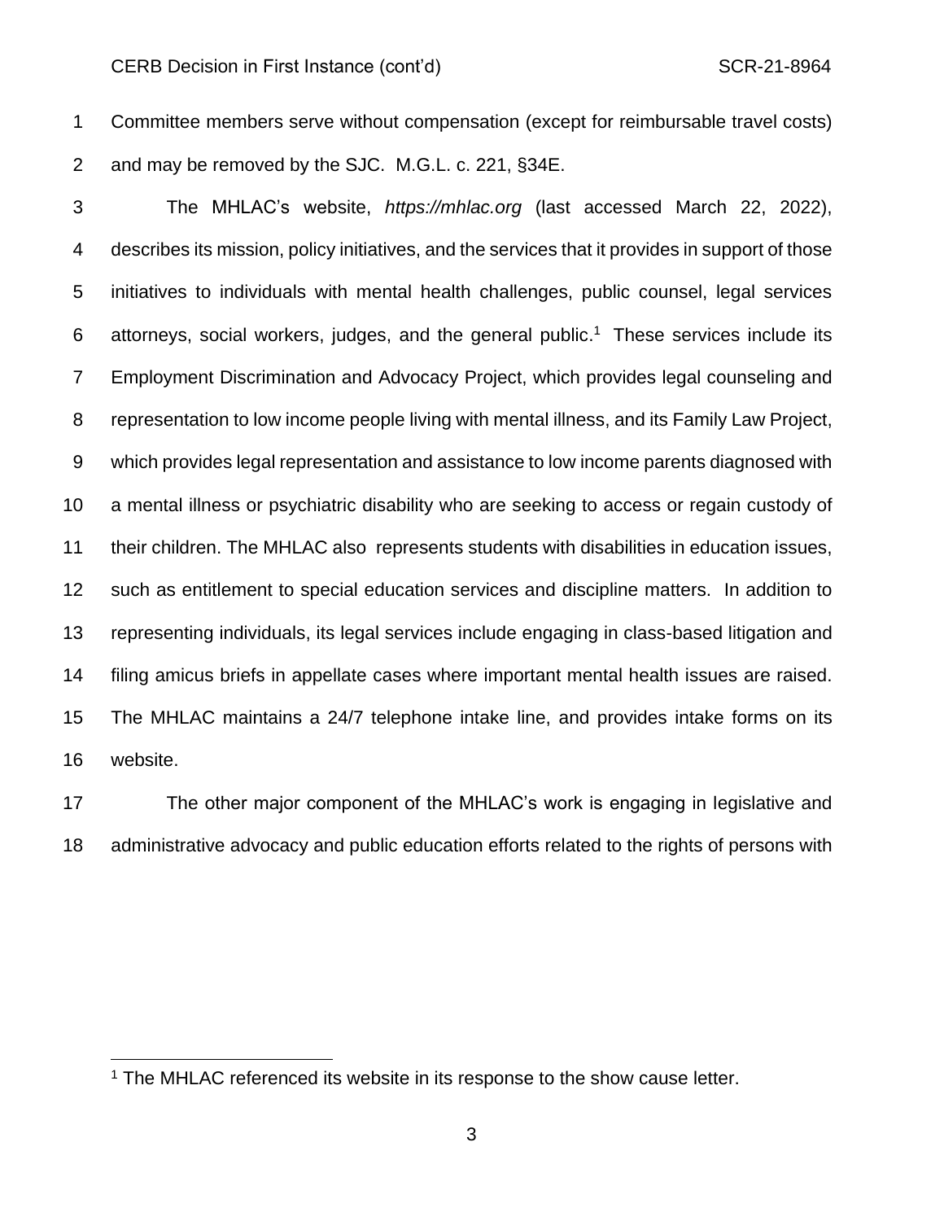Committee members serve without compensation (except for reimbursable travel costs) and may be removed by the SJC. M.G.L. c. 221, §34E.

The MHLAC's website, *https://mhlac.org* (last accessed March 22, 2022), describes its mission, policy initiatives, and the services that it provides in support of those initiatives to individuals with mental health challenges, public counsel, legal services attorneys, social workers, judges, and the general public.[1] These services include its Employment Discrimination and Advocacy Project, which provides legal counseling and representation to low income people living with mental illness, and its Family Law Project, which provides legal representation and assistance to low income parents diagnosed with a mental illness or psychiatric disability who are seeking to access or regain custody of their children. The MHLAC also represents students with disabilities in education issues, such as entitlement to special education services and discipline matters. In addition to representing individuals, its legal services include engaging in class-based litigation and filing amicus briefs in appellate cases where important mental health issues are raised. The MHLAC maintains a 24/7 telephone intake line, and provides intake forms on its website.

The other major component of the MHLAC's work is engaging in legislative and administrative advocacy and public education efforts related to the rights of persons with

[1] The MHLAC referenced its website in its response to the show cause letter.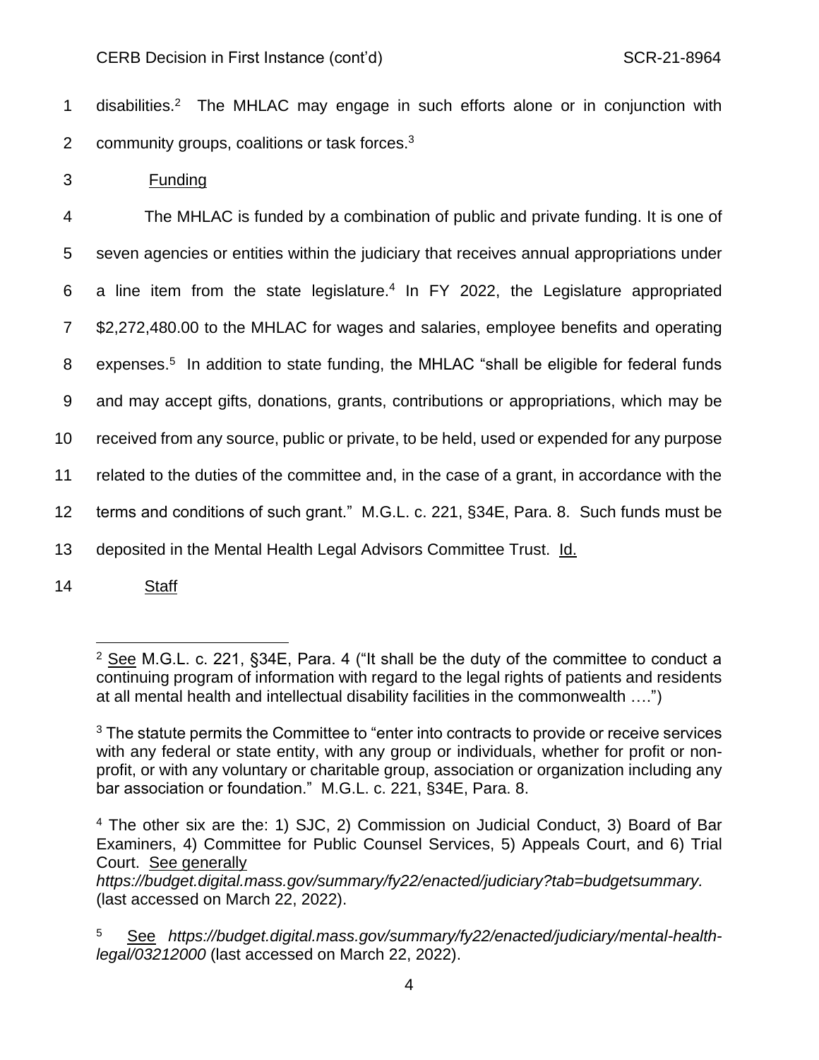disabilities.[2] The MHLAC may engage in such efforts alone or in conjunction with community groups, coalitions or task forces.[3]

<u>Funding</u>

The MHLAC is funded by a combination of public and private funding. It is one of seven agencies or entities within the judiciary that receives annual appropriations under a line item from the state legislature.[4] In FY 2022, the Legislature appropriated $2,272,480.00 to the MHLAC for wages and salaries, employee benefits and operating expenses.[5] In addition to state funding, the MHLAC "shall be eligible for federal funds and may accept gifts, donations, grants, contributions or appropriations, which may be received from any source, public or private, to be held, used or expended for any purpose related to the duties of the committee and, in the case of a grant, in accordance with the terms and conditions of such grant." M.G.L. c. 221, §34E, Para. 8. Such funds must be deposited in the Mental Health Legal Advisors Committee Trust. <u>Id.</u>

<u>Staff</u>

---

[2] <u>See</u> M.G.L. c. 221, §34E, Para. 4 ("It shall be the duty of the committee to conduct a continuing program of information with regard to the legal rights of patients and residents at all mental health and intellectual disability facilities in the commonwealth ….")

[3] The statute permits the Committee to "enter into contracts to provide or receive services with any federal or state entity, with any group or individuals, whether for profit or non-profit, or with any voluntary or charitable group, association or organization including any bar association or foundation." M.G.L. c. 221, §34E, Para. 8.

[4] The other six are the: 1) SJC, 2) Commission on Judicial Conduct, 3) Board of Bar Examiners, 4) Committee for Public Counsel Services, 5) Appeals Court, and 6) Trial Court. <u>See generally</u> *https://budget.digital.mass.gov/summary/fy22/enacted/judiciary?tab=budgetsummary.* (last accessed on March 22, 2022).

[5] <u>See</u> *https://budget.digital.mass.gov/summary/fy22/enacted/judiciary/mental-health-legal/03212000* (last accessed on March 22, 2022).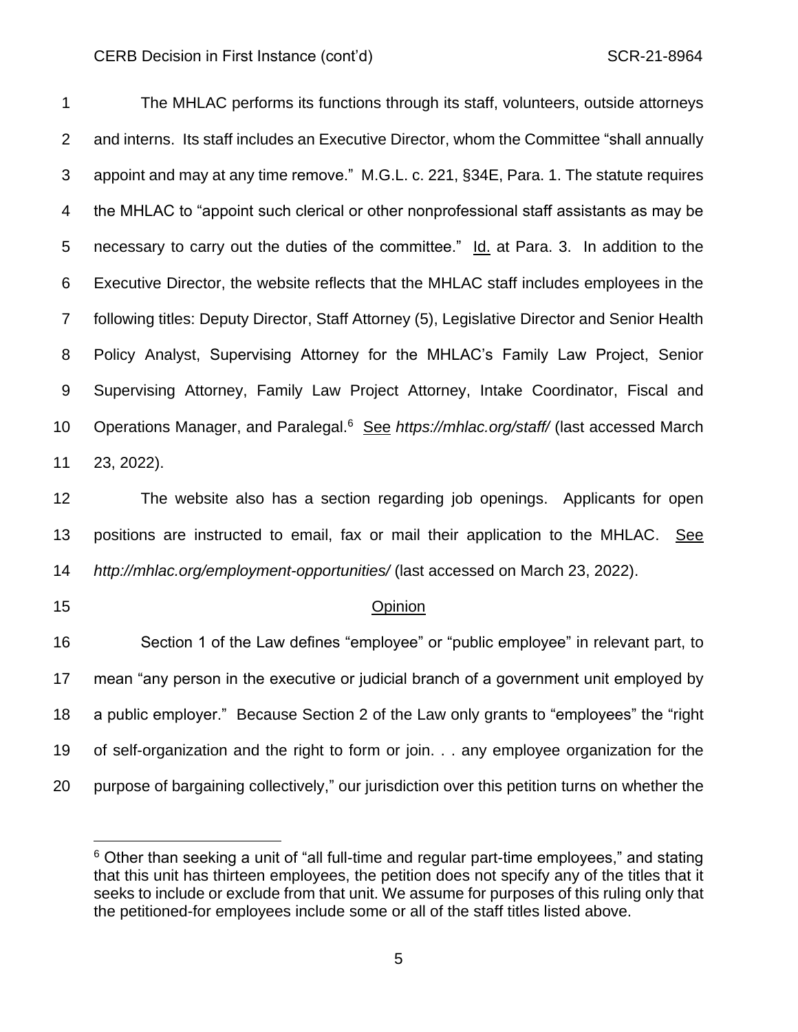The MHLAC performs its functions through its staff, volunteers, outside attorneys and interns. Its staff includes an Executive Director, whom the Committee "shall annually appoint and may at any time remove." M.G.L. c. 221, §34E, Para. 1. The statute requires the MHLAC to "appoint such clerical or other nonprofessional staff assistants as may be necessary to carry out the duties of the committee." Id. at Para. 3. In addition to the Executive Director, the website reflects that the MHLAC staff includes employees in the following titles: Deputy Director, Staff Attorney (5), Legislative Director and Senior Health Policy Analyst, Supervising Attorney for the MHLAC's Family Law Project, Senior Supervising Attorney, Family Law Project Attorney, Intake Coordinator, Fiscal and Operations Manager, and Paralegal.[6] See *https://mhlac.org/staff/* (last accessed March 23, 2022).

The website also has a section regarding job openings. Applicants for open positions are instructed to email, fax or mail their application to the MHLAC. See *http://mhlac.org/employment-opportunities/* (last accessed on March 23, 2022).

## Opinion

Section 1 of the Law defines "employee" or "public employee" in relevant part, to mean "any person in the executive or judicial branch of a government unit employed by a public employer." Because Section 2 of the Law only grants to "employees" the "right of self-organization and the right to form or join. . . any employee organization for the purpose of bargaining collectively," our jurisdiction over this petition turns on whether the

---

[6] Other than seeking a unit of "all full-time and regular part-time employees," and stating that this unit has thirteen employees, the petition does not specify any of the titles that it seeks to include or exclude from that unit. We assume for purposes of this ruling only that the petitioned-for employees include some or all of the staff titles listed above.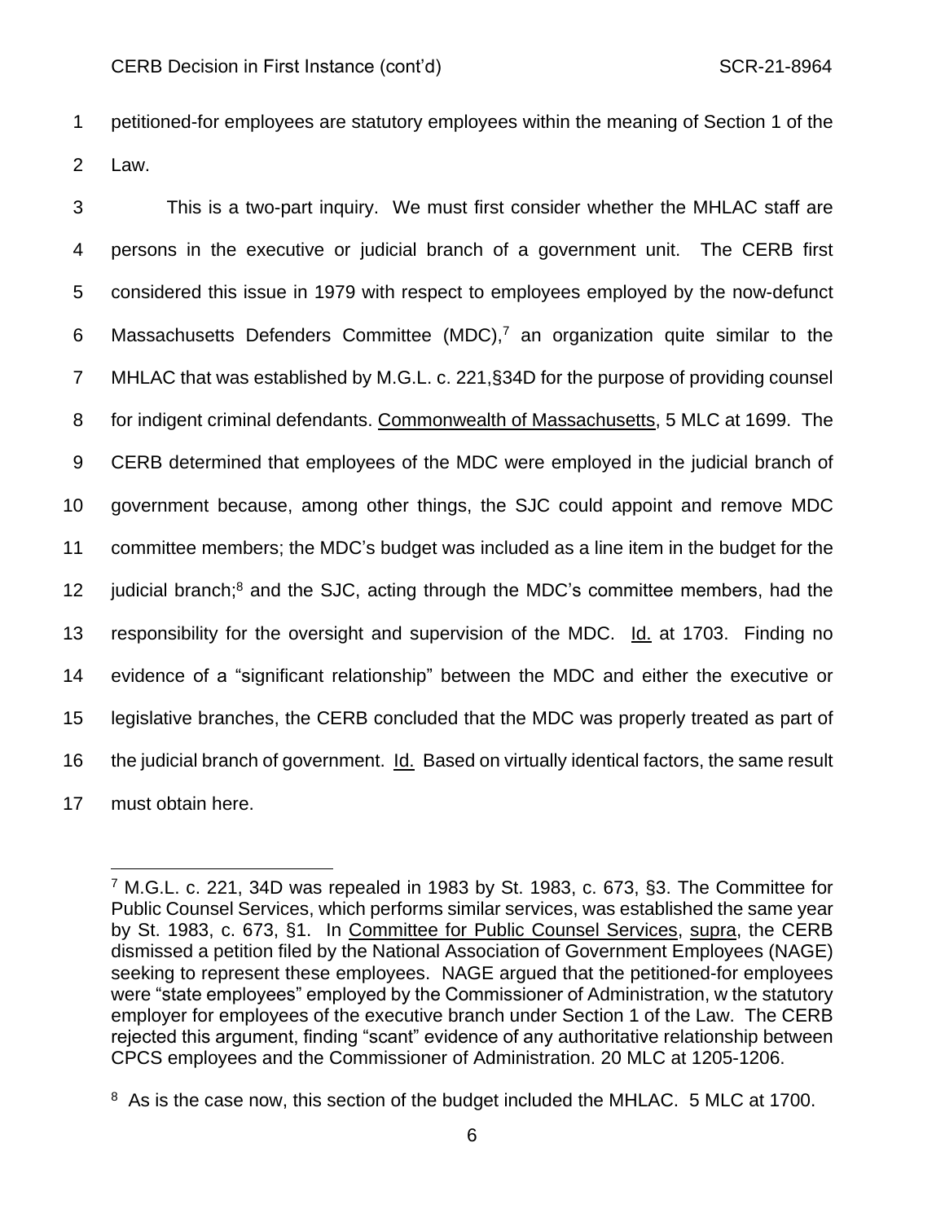petitioned-for employees are statutory employees within the meaning of Section 1 of the Law.

This is a two-part inquiry. We must first consider whether the MHLAC staff are persons in the executive or judicial branch of a government unit. The CERB first considered this issue in 1979 with respect to employees employed by the now-defunct Massachusetts Defenders Committee (MDC),[7] an organization quite similar to the MHLAC that was established by M.G.L. c. 221,§34D for the purpose of providing counsel for indigent criminal defendants. Commonwealth of Massachusetts, 5 MLC at 1699. The CERB determined that employees of the MDC were employed in the judicial branch of government because, among other things, the SJC could appoint and remove MDC committee members; the MDC's budget was included as a line item in the budget for the judicial branch;[8] and the SJC, acting through the MDC's committee members, had the responsibility for the oversight and supervision of the MDC. Id. at 1703. Finding no evidence of a "significant relationship" between the MDC and either the executive or legislative branches, the CERB concluded that the MDC was properly treated as part of the judicial branch of government. Id. Based on virtually identical factors, the same result must obtain here.

---

[7] M.G.L. c. 221, 34D was repealed in 1983 by St. 1983, c. 673, §3. The Committee for Public Counsel Services, which performs similar services, was established the same year by St. 1983, c. 673, §1. In Committee for Public Counsel Services, supra, the CERB dismissed a petition filed by the National Association of Government Employees (NAGE) seeking to represent these employees. NAGE argued that the petitioned-for employees were "state employees" employed by the Commissioner of Administration, w the statutory employer for employees of the executive branch under Section 1 of the Law. The CERB rejected this argument, finding "scant" evidence of any authoritative relationship between CPCS employees and the Commissioner of Administration. 20 MLC at 1205-1206.

[8] As is the case now, this section of the budget included the MHLAC. 5 MLC at 1700.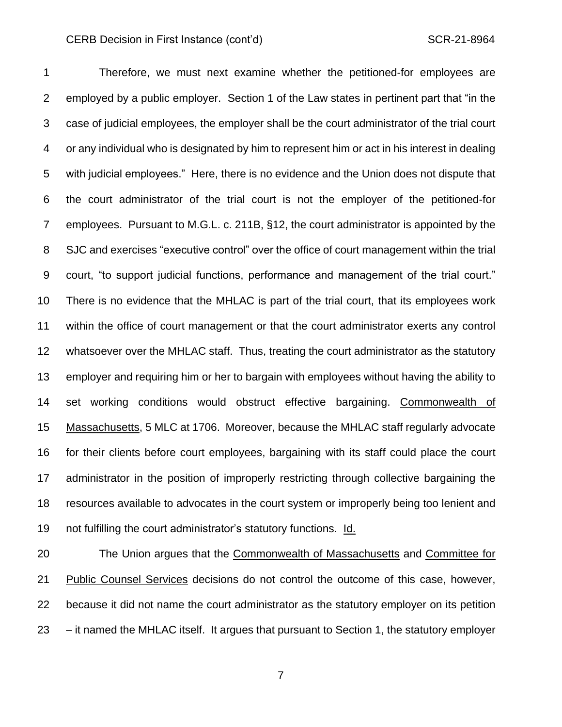Therefore, we must next examine whether the petitioned-for employees are employed by a public employer. Section 1 of the Law states in pertinent part that "in the case of judicial employees, the employer shall be the court administrator of the trial court or any individual who is designated by him to represent him or act in his interest in dealing with judicial employees." Here, there is no evidence and the Union does not dispute that the court administrator of the trial court is not the employer of the petitioned-for employees. Pursuant to M.G.L. c. 211B, §12, the court administrator is appointed by the SJC and exercises "executive control" over the office of court management within the trial court, "to support judicial functions, performance and management of the trial court." There is no evidence that the MHLAC is part of the trial court, that its employees work within the office of court management or that the court administrator exerts any control whatsoever over the MHLAC staff. Thus, treating the court administrator as the statutory employer and requiring him or her to bargain with employees without having the ability to set working conditions would obstruct effective bargaining. Commonwealth of Massachusetts, 5 MLC at 1706. Moreover, because the MHLAC staff regularly advocate for their clients before court employees, bargaining with its staff could place the court administrator in the position of improperly restricting through collective bargaining the resources available to advocates in the court system or improperly being too lenient and not fulfilling the court administrator's statutory functions. Id.

The Union argues that the Commonwealth of Massachusetts and Committee for Public Counsel Services decisions do not control the outcome of this case, however, because it did not name the court administrator as the statutory employer on its petition – it named the MHLAC itself. It argues that pursuant to Section 1, the statutory employer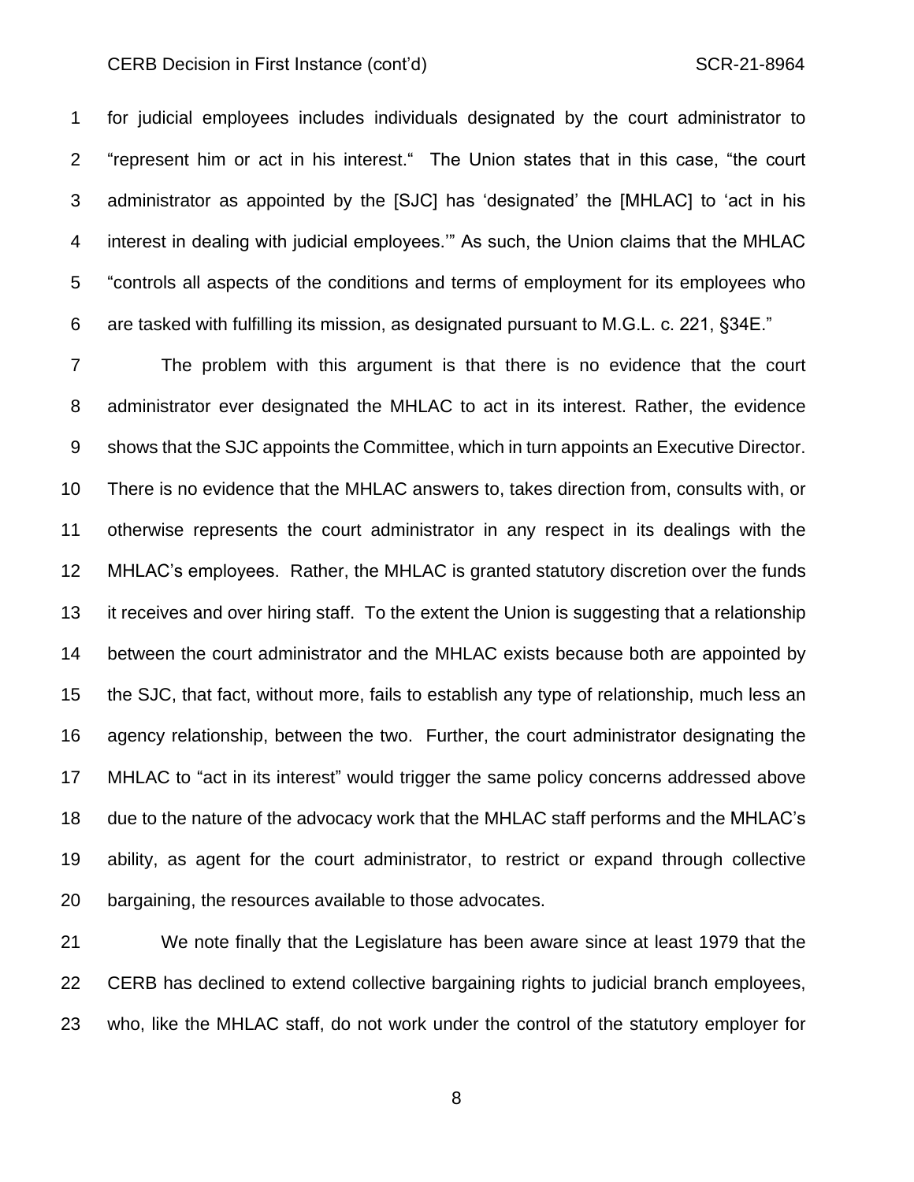for judicial employees includes individuals designated by the court administrator to "represent him or act in his interest." The Union states that in this case, "the court administrator as appointed by the [SJC] has 'designated' the [MHLAC] to 'act in his interest in dealing with judicial employees.'" As such, the Union claims that the MHLAC "controls all aspects of the conditions and terms of employment for its employees who are tasked with fulfilling its mission, as designated pursuant to M.G.L. c. 221, §34E."

The problem with this argument is that there is no evidence that the court administrator ever designated the MHLAC to act in its interest. Rather, the evidence shows that the SJC appoints the Committee, which in turn appoints an Executive Director. There is no evidence that the MHLAC answers to, takes direction from, consults with, or otherwise represents the court administrator in any respect in its dealings with the MHLAC's employees. Rather, the MHLAC is granted statutory discretion over the funds it receives and over hiring staff. To the extent the Union is suggesting that a relationship between the court administrator and the MHLAC exists because both are appointed by the SJC, that fact, without more, fails to establish any type of relationship, much less an agency relationship, between the two. Further, the court administrator designating the MHLAC to "act in its interest" would trigger the same policy concerns addressed above due to the nature of the advocacy work that the MHLAC staff performs and the MHLAC's ability, as agent for the court administrator, to restrict or expand through collective bargaining, the resources available to those advocates.

We note finally that the Legislature has been aware since at least 1979 that the CERB has declined to extend collective bargaining rights to judicial branch employees, who, like the MHLAC staff, do not work under the control of the statutory employer for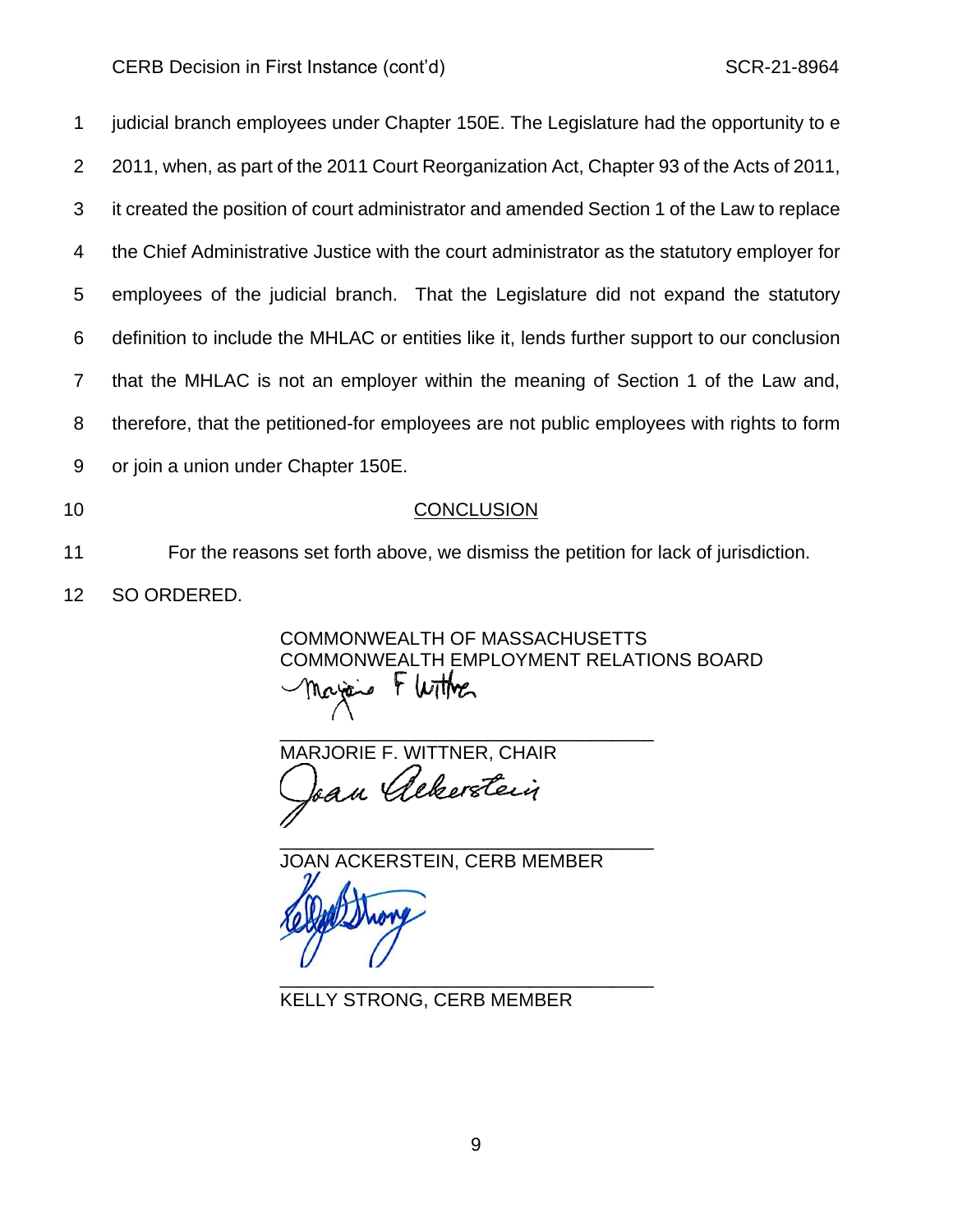judicial branch employees under Chapter 150E. The Legislature had the opportunity to e 2011, when, as part of the 2011 Court Reorganization Act, Chapter 93 of the Acts of 2011, it created the position of court administrator and amended Section 1 of the Law to replace the Chief Administrative Justice with the court administrator as the statutory employer for employees of the judicial branch. That the Legislature did not expand the statutory definition to include the MHLAC or entities like it, lends further support to our conclusion that the MHLAC is not an employer within the meaning of Section 1 of the Law and, therefore, that the petitioned-for employees are not public employees with rights to form or join a union under Chapter 150E.

## CONCLUSION

For the reasons set forth above, we dismiss the petition for lack of jurisdiction.

SO ORDERED.

COMMONWEALTH OF MASSACHUSETTS
COMMONWEALTH EMPLOYMENT RELATIONS BOARD

MARJORIE F. WITTNER, CHAIR

JOAN ACKERSTEIN, CERB MEMBER

KELLY STRONG, CERB MEMBER